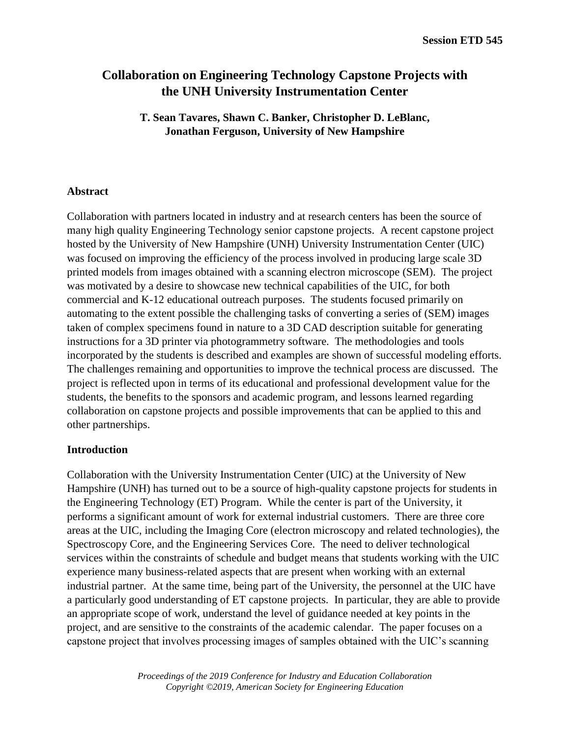# Collaboration on Engineering Technology Capstone Projects with the UNH University Instrumentation Center

**T. Sean Tavares, Shawn C. Banker, Christopher D. LeBlanc, Jonathan Ferguson, University of New Hampshire**

## Abstract

Collaboration with partners located in industry and at research centers has been the source of many high quality Engineering Technology senior capstone projects. A recent capstone project hosted by the University of New Hampshire (UNH) University Instrumentation Center (UIC) was focused on improving the efficiency of the process involved in producing large scale 3D printed models from images obtained with a scanning electron microscope (SEM). The project was motivated by a desire to showcase new technical capabilities of the UIC, for both commercial and K-12 educational outreach purposes. The students focused primarily on automating to the extent possible the challenging tasks of converting a series of (SEM) images taken of complex specimens found in nature to a 3D CAD description suitable for generating instructions for a 3D printer via photogrammetry software. The methodologies and tools incorporated by the students is described and examples are shown of successful modeling efforts. The challenges remaining and opportunities to improve the technical process are discussed. The project is reflected upon in terms of its educational and professional development value for the students, the benefits to the sponsors and academic program, and lessons learned regarding collaboration on capstone projects and possible improvements that can be applied to this and other partnerships.

## Introduction

Collaboration with the University Instrumentation Center (UIC) at the University of New Hampshire (UNH) has turned out to be a source of high-quality capstone projects for students in the Engineering Technology (ET) Program. While the center is part of the University, it performs a significant amount of work for external industrial customers. There are three core areas at the UIC, including the Imaging Core (electron microscopy and related technologies), the Spectroscopy Core, and the Engineering Services Core. The need to deliver technological services within the constraints of schedule and budget means that students working with the UIC experience many business-related aspects that are present when working with an external industrial partner. At the same time, being part of the University, the personnel at the UIC have a particularly good understanding of ET capstone projects. In particular, they are able to provide an appropriate scope of work, understand the level of guidance needed at key points in the project, and are sensitive to the constraints of the academic calendar. The paper focuses on a capstone project that involves processing images of samples obtained with the UIC's scanning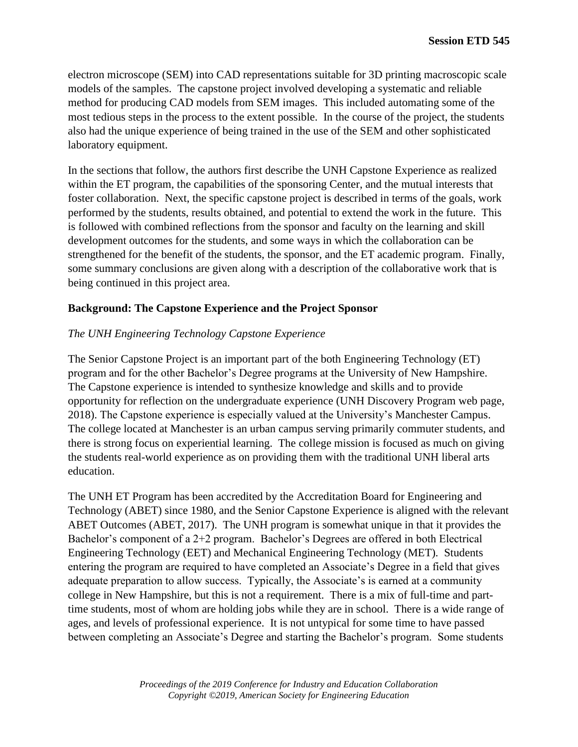electron microscope (SEM) into CAD representations suitable for 3D printing macroscopic scale models of the samples. The capstone project involved developing a systematic and reliable method for producing CAD models from SEM images. This included automating some of the most tedious steps in the process to the extent possible. In the course of the project, the students also had the unique experience of being trained in the use of the SEM and other sophisticated laboratory equipment.

In the sections that follow, the authors first describe the UNH Capstone Experience as realized within the ET program, the capabilities of the sponsoring Center, and the mutual interests that foster collaboration. Next, the specific capstone project is described in terms of the goals, work performed by the students, results obtained, and potential to extend the work in the future. This is followed with combined reflections from the sponsor and faculty on the learning and skill development outcomes for the students, and some ways in which the collaboration can be strengthened for the benefit of the students, the sponsor, and the ET academic program. Finally, some summary conclusions are given along with a description of the collaborative work that is being continued in this project area.

## Background: The Capstone Experience and the Project Sponsor

### *The UNH Engineering Technology Capstone Experience*

The Senior Capstone Project is an important part of the both Engineering Technology (ET) program and for the other Bachelor's Degree programs at the University of New Hampshire. The Capstone experience is intended to synthesize knowledge and skills and to provide opportunity for reflection on the undergraduate experience (UNH Discovery Program web page, 2018). The Capstone experience is especially valued at the University's Manchester Campus. The college located at Manchester is an urban campus serving primarily commuter students, and there is strong focus on experiential learning. The college mission is focused as much on giving the students real-world experience as on providing them with the traditional UNH liberal arts education.

The UNH ET Program has been accredited by the Accreditation Board for Engineering and Technology (ABET) since 1980, and the Senior Capstone Experience is aligned with the relevant ABET Outcomes (ABET, 2017). The UNH program is somewhat unique in that it provides the Bachelor's component of a 2+2 program. Bachelor's Degrees are offered in both Electrical Engineering Technology (EET) and Mechanical Engineering Technology (MET). Students entering the program are required to have completed an Associate's Degree in a field that gives adequate preparation to allow success. Typically, the Associate's is earned at a community college in New Hampshire, but this is not a requirement. There is a mix of full-time and part-time students, most of whom are holding jobs while they are in school. There is a wide range of ages, and levels of professional experience. It is not untypical for some time to have passed between completing an Associate's Degree and starting the Bachelor's program. Some students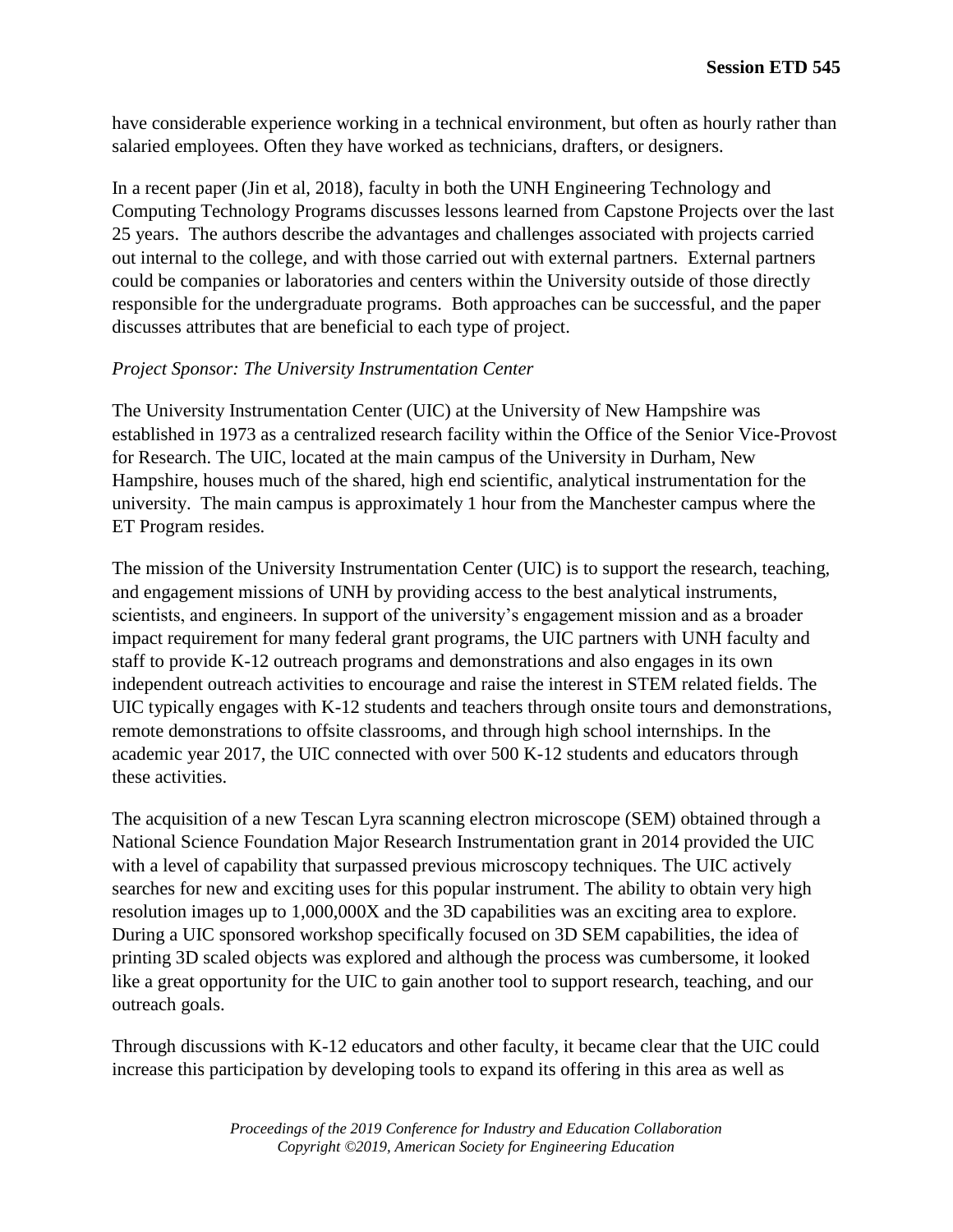have considerable experience working in a technical environment, but often as hourly rather than salaried employees. Often they have worked as technicians, drafters, or designers.

In a recent paper (Jin et al, 2018), faculty in both the UNH Engineering Technology and Computing Technology Programs discusses lessons learned from Capstone Projects over the last 25 years. The authors describe the advantages and challenges associated with projects carried out internal to the college, and with those carried out with external partners. External partners could be companies or laboratories and centers within the University outside of those directly responsible for the undergraduate programs. Both approaches can be successful, and the paper discusses attributes that are beneficial to each type of project.

*Project Sponsor: The University Instrumentation Center*

The University Instrumentation Center (UIC) at the University of New Hampshire was established in 1973 as a centralized research facility within the Office of the Senior Vice-Provost for Research. The UIC, located at the main campus of the University in Durham, New Hampshire, houses much of the shared, high end scientific, analytical instrumentation for the university. The main campus is approximately 1 hour from the Manchester campus where the ET Program resides.

The mission of the University Instrumentation Center (UIC) is to support the research, teaching, and engagement missions of UNH by providing access to the best analytical instruments, scientists, and engineers. In support of the university's engagement mission and as a broader impact requirement for many federal grant programs, the UIC partners with UNH faculty and staff to provide K-12 outreach programs and demonstrations and also engages in its own independent outreach activities to encourage and raise the interest in STEM related fields. The UIC typically engages with K-12 students and teachers through onsite tours and demonstrations, remote demonstrations to offsite classrooms, and through high school internships. In the academic year 2017, the UIC connected with over 500 K-12 students and educators through these activities.

The acquisition of a new Tescan Lyra scanning electron microscope (SEM) obtained through a National Science Foundation Major Research Instrumentation grant in 2014 provided the UIC with a level of capability that surpassed previous microscopy techniques. The UIC actively searches for new and exciting uses for this popular instrument. The ability to obtain very high resolution images up to 1,000,000X and the 3D capabilities was an exciting area to explore. During a UIC sponsored workshop specifically focused on 3D SEM capabilities, the idea of printing 3D scaled objects was explored and although the process was cumbersome, it looked like a great opportunity for the UIC to gain another tool to support research, teaching, and our outreach goals.

Through discussions with K-12 educators and other faculty, it became clear that the UIC could increase this participation by developing tools to expand its offering in this area as well as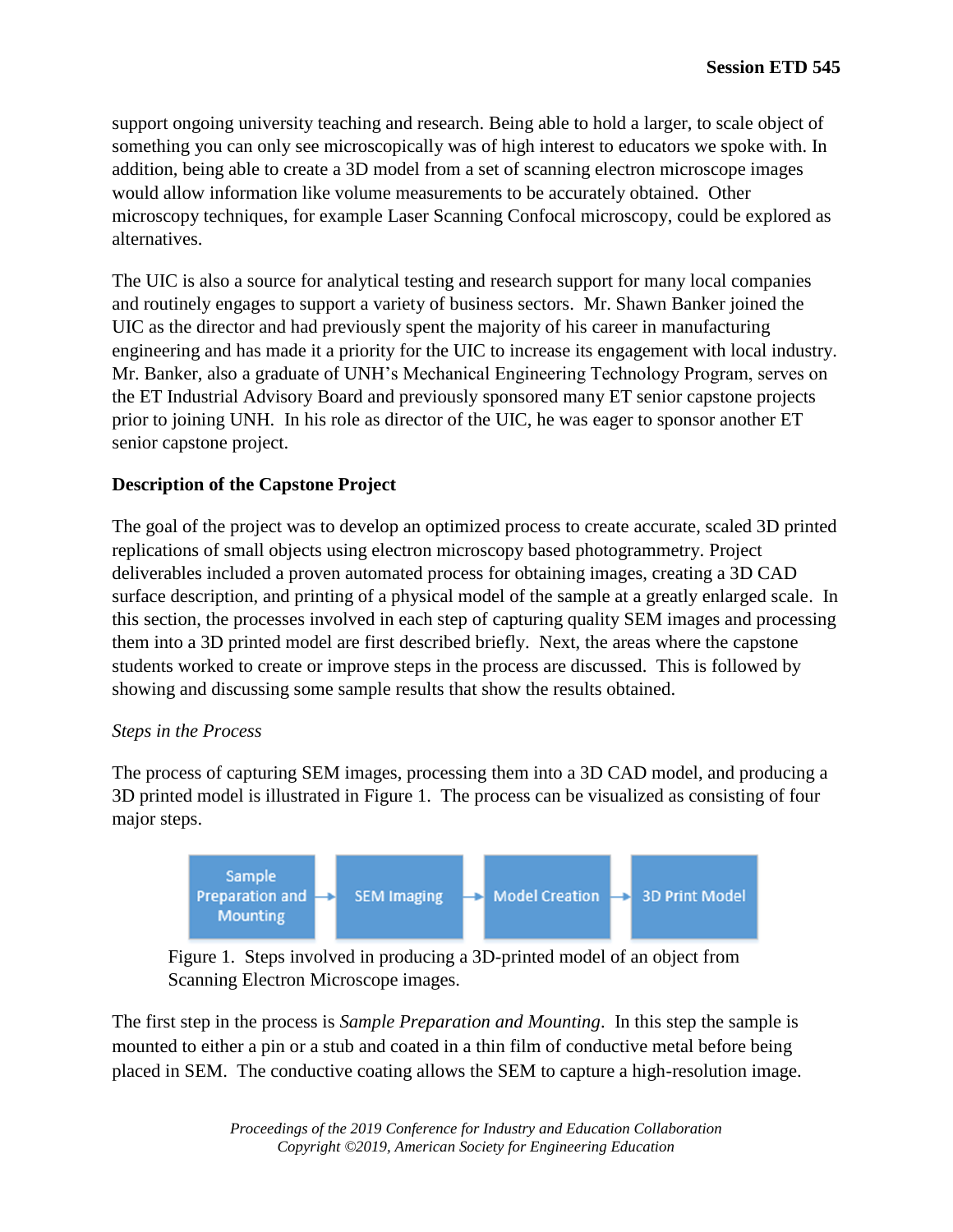support ongoing university teaching and research. Being able to hold a larger, to scale object of something you can only see microscopically was of high interest to educators we spoke with. In addition, being able to create a 3D model from a set of scanning electron microscope images would allow information like volume measurements to be accurately obtained. Other microscopy techniques, for example Laser Scanning Confocal microscopy, could be explored as alternatives.

The UIC is also a source for analytical testing and research support for many local companies and routinely engages to support a variety of business sectors. Mr. Shawn Banker joined the UIC as the director and had previously spent the majority of his career in manufacturing engineering and has made it a priority for the UIC to increase its engagement with local industry. Mr. Banker, also a graduate of UNH's Mechanical Engineering Technology Program, serves on the ET Industrial Advisory Board and previously sponsored many ET senior capstone projects prior to joining UNH. In his role as director of the UIC, he was eager to sponsor another ET senior capstone project.

**Description of the Capstone Project**

The goal of the project was to develop an optimized process to create accurate, scaled 3D printed replications of small objects using electron microscopy based photogrammetry. Project deliverables included a proven automated process for obtaining images, creating a 3D CAD surface description, and printing of a physical model of the sample at a greatly enlarged scale. In this section, the processes involved in each step of capturing quality SEM images and processing them into a 3D printed model are first described briefly. Next, the areas where the capstone students worked to create or improve steps in the process are discussed. This is followed by showing and discussing some sample results that show the results obtained.

*Steps in the Process*

The process of capturing SEM images, processing them into a 3D CAD model, and producing a 3D printed model is illustrated in Figure 1. The process can be visualized as consisting of four major steps.

Sample Preparation and Mounting → SEM Imaging → Model Creation → 3D Print Model

Figure 1. Steps involved in producing a 3D-printed model of an object from Scanning Electron Microscope images.

The first step in the process is *Sample Preparation and Mounting*. In this step the sample is mounted to either a pin or a stub and coated in a thin film of conductive metal before being placed in SEM. The conductive coating allows the SEM to capture a high-resolution image.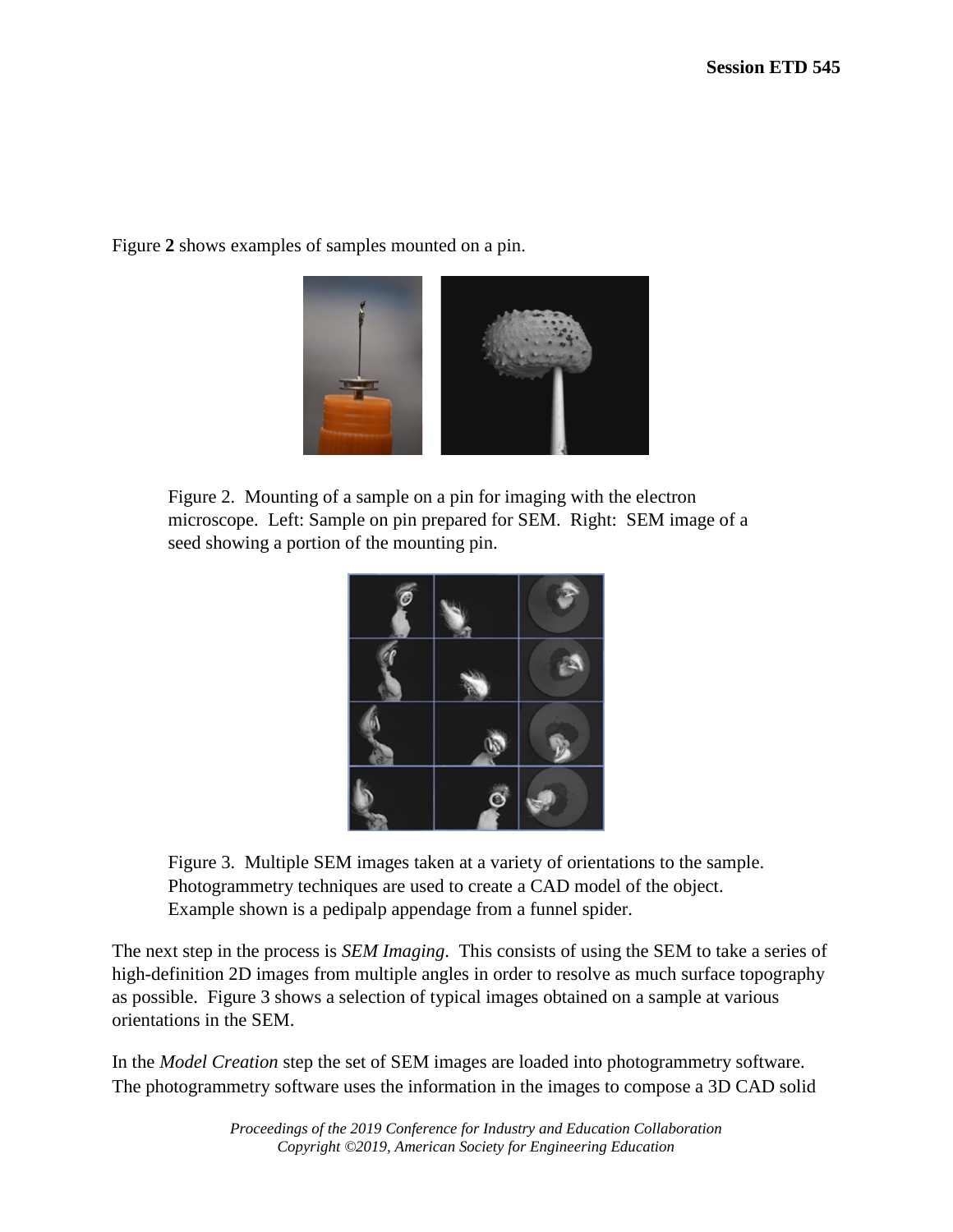Figure **2** shows examples of samples mounted on a pin.

Figure 2. Mounting of a sample on a pin for imaging with the electron microscope. Left: Sample on pin prepared for SEM. Right: SEM image of a seed showing a portion of the mounting pin.

Figure 3. Multiple SEM images taken at a variety of orientations to the sample. Photogrammetry techniques are used to create a CAD model of the object. Example shown is a pedipalp appendage from a funnel spider.

The next step in the process is *SEM Imaging*. This consists of using the SEM to take a series of high-definition 2D images from multiple angles in order to resolve as much surface topography as possible. Figure 3 shows a selection of typical images obtained on a sample at various orientations in the SEM.

In the *Model Creation* step the set of SEM images are loaded into photogrammetry software. The photogrammetry software uses the information in the images to compose a 3D CAD solid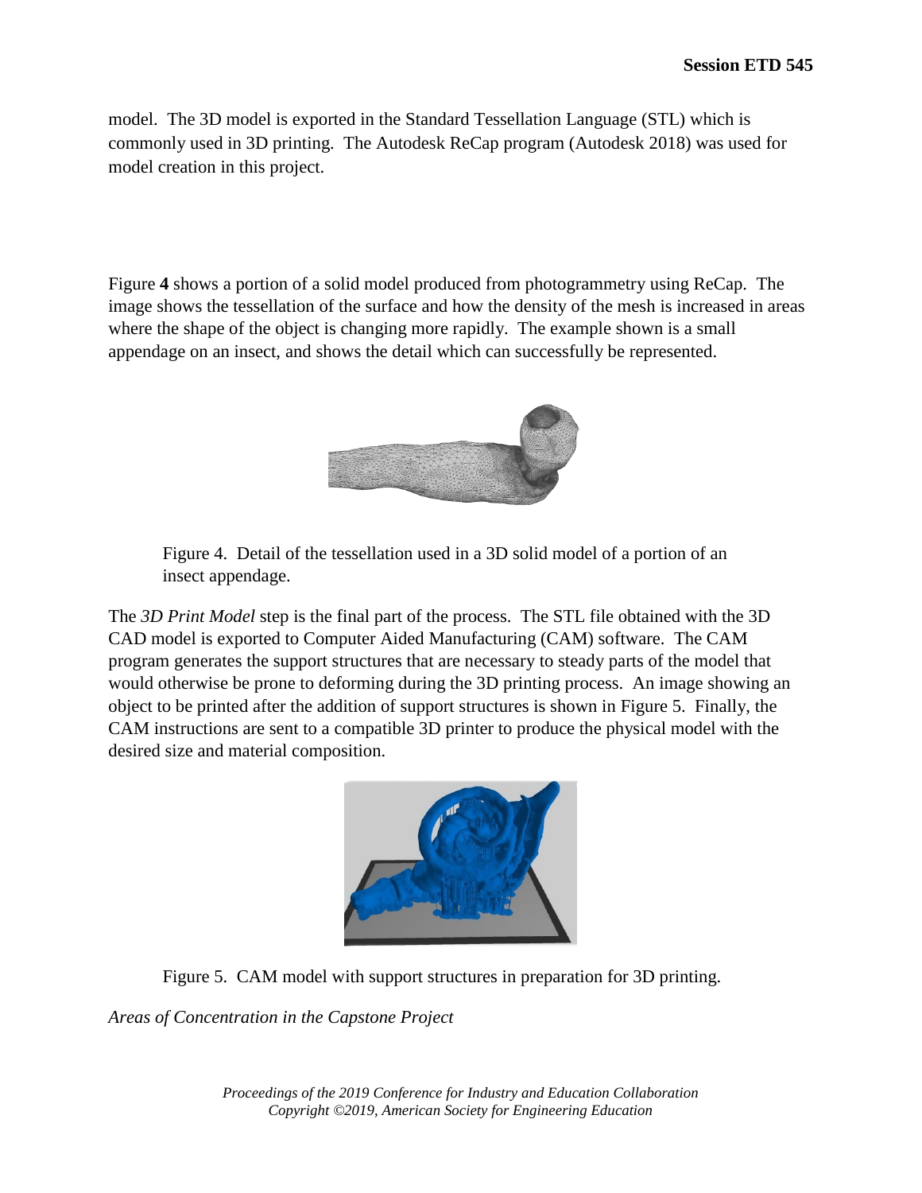model. The 3D model is exported in the Standard Tessellation Language (STL) which is commonly used in 3D printing. The Autodesk ReCap program (Autodesk 2018) was used for model creation in this project.

Figure **4** shows a portion of a solid model produced from photogrammetry using ReCap. The image shows the tessellation of the surface and how the density of the mesh is increased in areas where the shape of the object is changing more rapidly. The example shown is a small appendage on an insect, and shows the detail which can successfully be represented.

Figure 4. Detail of the tessellation used in a 3D solid model of a portion of an insect appendage.

The *3D Print Model* step is the final part of the process. The STL file obtained with the 3D CAD model is exported to Computer Aided Manufacturing (CAM) software. The CAM program generates the support structures that are necessary to steady parts of the model that would otherwise be prone to deforming during the 3D printing process. An image showing an object to be printed after the addition of support structures is shown in Figure 5. Finally, the CAM instructions are sent to a compatible 3D printer to produce the physical model with the desired size and material composition.

Figure 5. CAM model with support structures in preparation for 3D printing.

*Areas of Concentration in the Capstone Project*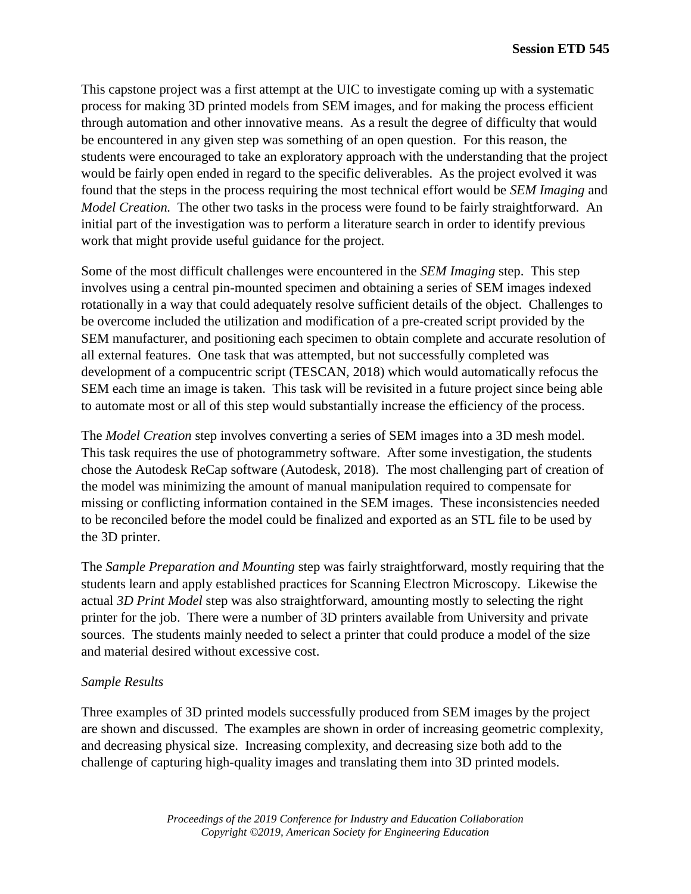This capstone project was a first attempt at the UIC to investigate coming up with a systematic process for making 3D printed models from SEM images, and for making the process efficient through automation and other innovative means. As a result the degree of difficulty that would be encountered in any given step was something of an open question. For this reason, the students were encouraged to take an exploratory approach with the understanding that the project would be fairly open ended in regard to the specific deliverables. As the project evolved it was found that the steps in the process requiring the most technical effort would be *SEM Imaging* and *Model Creation.* The other two tasks in the process were found to be fairly straightforward. An initial part of the investigation was to perform a literature search in order to identify previous work that might provide useful guidance for the project.

Some of the most difficult challenges were encountered in the *SEM Imaging* step. This step involves using a central pin-mounted specimen and obtaining a series of SEM images indexed rotationally in a way that could adequately resolve sufficient details of the object. Challenges to be overcome included the utilization and modification of a pre-created script provided by the SEM manufacturer, and positioning each specimen to obtain complete and accurate resolution of all external features. One task that was attempted, but not successfully completed was development of a compucentric script (TESCAN, 2018) which would automatically refocus the SEM each time an image is taken. This task will be revisited in a future project since being able to automate most or all of this step would substantially increase the efficiency of the process.

The *Model Creation* step involves converting a series of SEM images into a 3D mesh model. This task requires the use of photogrammetry software. After some investigation, the students chose the Autodesk ReCap software (Autodesk, 2018). The most challenging part of creation of the model was minimizing the amount of manual manipulation required to compensate for missing or conflicting information contained in the SEM images. These inconsistencies needed to be reconciled before the model could be finalized and exported as an STL file to be used by the 3D printer.

The *Sample Preparation and Mounting* step was fairly straightforward, mostly requiring that the students learn and apply established practices for Scanning Electron Microscopy. Likewise the actual *3D Print Model* step was also straightforward, amounting mostly to selecting the right printer for the job. There were a number of 3D printers available from University and private sources. The students mainly needed to select a printer that could produce a model of the size and material desired without excessive cost.

*Sample Results*

Three examples of 3D printed models successfully produced from SEM images by the project are shown and discussed. The examples are shown in order of increasing geometric complexity, and decreasing physical size. Increasing complexity, and decreasing size both add to the challenge of capturing high-quality images and translating them into 3D printed models.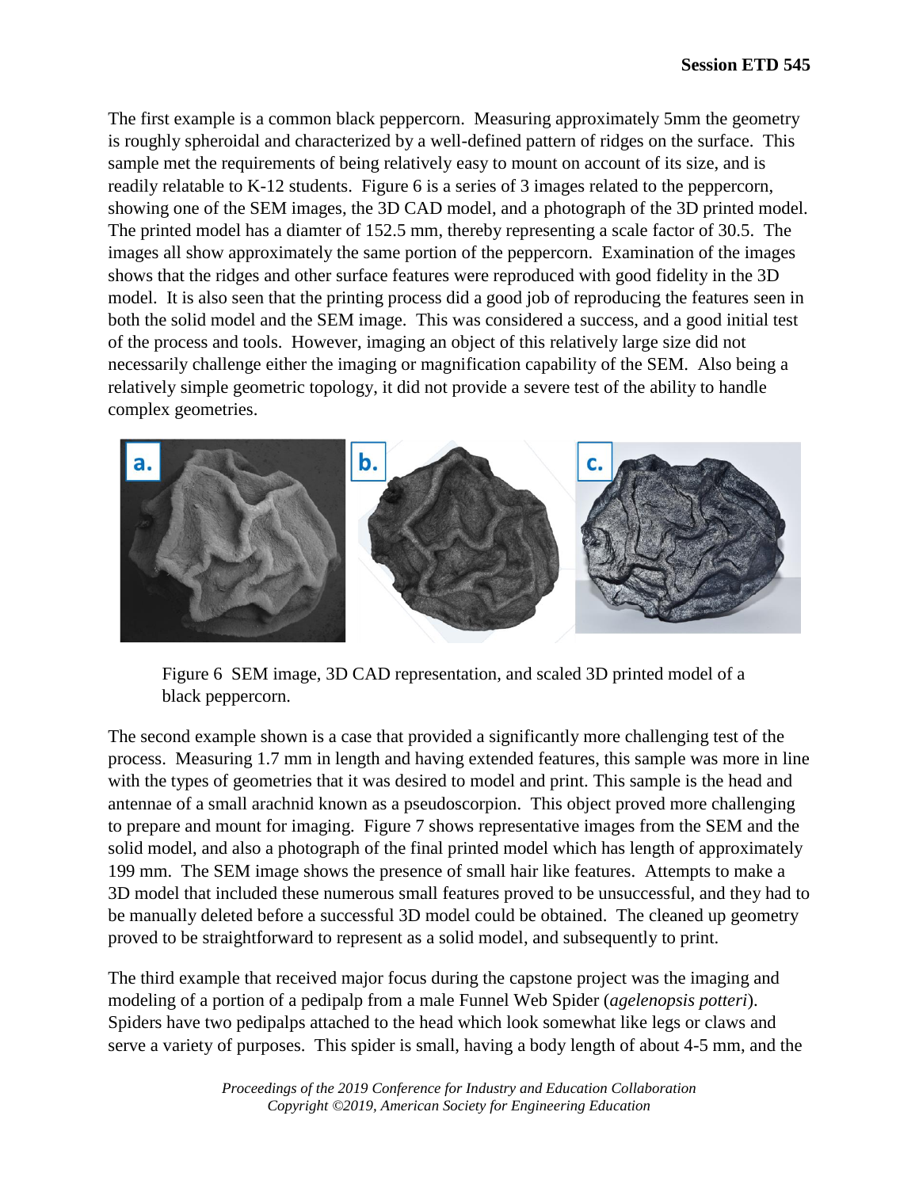The first example is a common black peppercorn. Measuring approximately 5mm the geometry is roughly spheroidal and characterized by a well-defined pattern of ridges on the surface. This sample met the requirements of being relatively easy to mount on account of its size, and is readily relatable to K-12 students. Figure 6 is a series of 3 images related to the peppercorn, showing one of the SEM images, the 3D CAD model, and a photograph of the 3D printed model. The printed model has a diamter of 152.5 mm, thereby representing a scale factor of 30.5. The images all show approximately the same portion of the peppercorn. Examination of the images shows that the ridges and other surface features were reproduced with good fidelity in the 3D model. It is also seen that the printing process did a good job of reproducing the features seen in both the solid model and the SEM image. This was considered a success, and a good initial test of the process and tools. However, imaging an object of this relatively large size did not necessarily challenge either the imaging or magnification capability of the SEM. Also being a relatively simple geometric topology, it did not provide a severe test of the ability to handle complex geometries.

Figure 6 SEM image, 3D CAD representation, and scaled 3D printed model of a black peppercorn.

The second example shown is a case that provided a significantly more challenging test of the process. Measuring 1.7 mm in length and having extended features, this sample was more in line with the types of geometries that it was desired to model and print. This sample is the head and antennae of a small arachnid known as a pseudoscorpion. This object proved more challenging to prepare and mount for imaging. Figure 7 shows representative images from the SEM and the solid model, and also a photograph of the final printed model which has length of approximately 199 mm. The SEM image shows the presence of small hair like features. Attempts to make a 3D model that included these numerous small features proved to be unsuccessful, and they had to be manually deleted before a successful 3D model could be obtained. The cleaned up geometry proved to be straightforward to represent as a solid model, and subsequently to print.

The third example that received major focus during the capstone project was the imaging and modeling of a portion of a pedipalp from a male Funnel Web Spider (*agelenopsis potteri*). Spiders have two pedipalps attached to the head which look somewhat like legs or claws and serve a variety of purposes. This spider is small, having a body length of about 4-5 mm, and the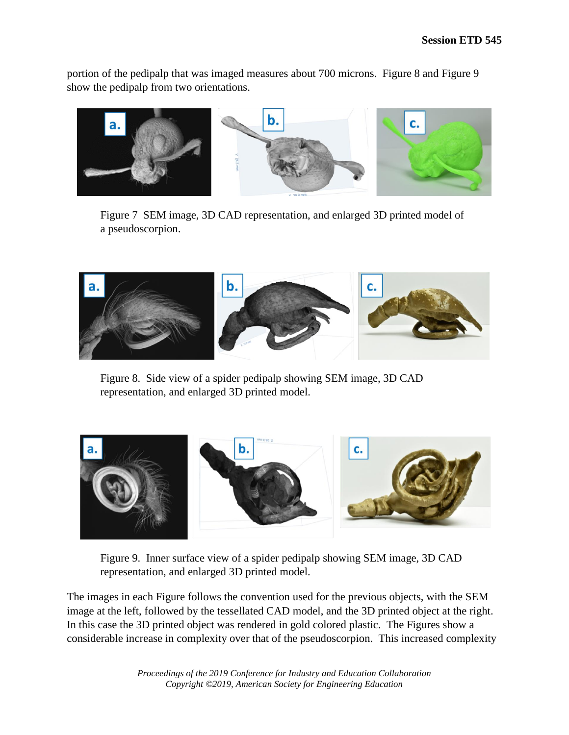portion of the pedipalp that was imaged measures about 700 microns. Figure 8 and Figure 9 show the pedipalp from two orientations.

Figure 7 SEM image, 3D CAD representation, and enlarged 3D printed model of a pseudoscorpion.

Figure 8. Side view of a spider pedipalp showing SEM image, 3D CAD representation, and enlarged 3D printed model.

Figure 9. Inner surface view of a spider pedipalp showing SEM image, 3D CAD representation, and enlarged 3D printed model.

The images in each Figure follows the convention used for the previous objects, with the SEM image at the left, followed by the tessellated CAD model, and the 3D printed object at the right. In this case the 3D printed object was rendered in gold colored plastic. The Figures show a considerable increase in complexity over that of the pseudoscorpion. This increased complexity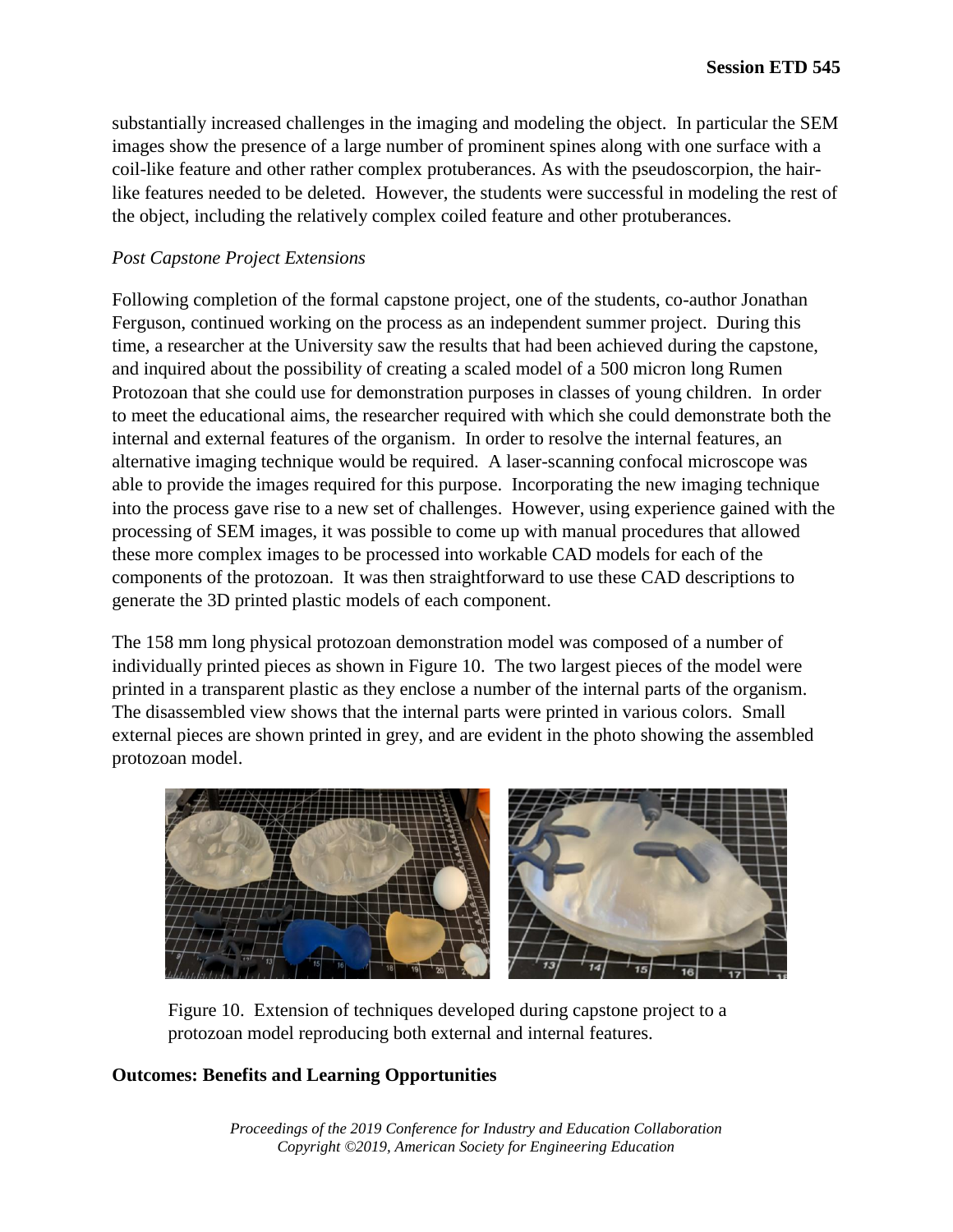substantially increased challenges in the imaging and modeling the object. In particular the SEM images show the presence of a large number of prominent spines along with one surface with a coil-like feature and other rather complex protuberances. As with the pseudoscorpion, the hair-like features needed to be deleted. However, the students were successful in modeling the rest of the object, including the relatively complex coiled feature and other protuberances.

*Post Capstone Project Extensions*

Following completion of the formal capstone project, one of the students, co-author Jonathan Ferguson, continued working on the process as an independent summer project. During this time, a researcher at the University saw the results that had been achieved during the capstone, and inquired about the possibility of creating a scaled model of a 500 micron long Rumen Protozoan that she could use for demonstration purposes in classes of young children. In order to meet the educational aims, the researcher required with which she could demonstrate both the internal and external features of the organism. In order to resolve the internal features, an alternative imaging technique would be required. A laser-scanning confocal microscope was able to provide the images required for this purpose. Incorporating the new imaging technique into the process gave rise to a new set of challenges. However, using experience gained with the processing of SEM images, it was possible to come up with manual procedures that allowed these more complex images to be processed into workable CAD models for each of the components of the protozoan. It was then straightforward to use these CAD descriptions to generate the 3D printed plastic models of each component.

The 158 mm long physical protozoan demonstration model was composed of a number of individually printed pieces as shown in Figure 10. The two largest pieces of the model were printed in a transparent plastic as they enclose a number of the internal parts of the organism. The disassembled view shows that the internal parts were printed in various colors. Small external pieces are shown printed in grey, and are evident in the photo showing the assembled protozoan model.

Figure 10. Extension of techniques developed during capstone project to a protozoan model reproducing both external and internal features.

**Outcomes: Benefits and Learning Opportunities**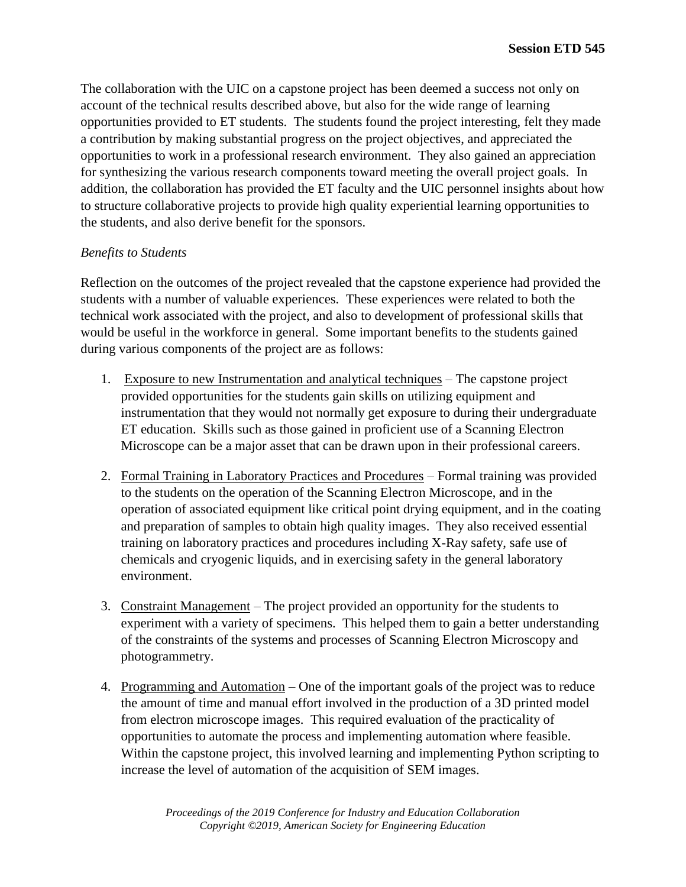The collaboration with the UIC on a capstone project has been deemed a success not only on account of the technical results described above, but also for the wide range of learning opportunities provided to ET students. The students found the project interesting, felt they made a contribution by making substantial progress on the project objectives, and appreciated the opportunities to work in a professional research environment. They also gained an appreciation for synthesizing the various research components toward meeting the overall project goals. In addition, the collaboration has provided the ET faculty and the UIC personnel insights about how to structure collaborative projects to provide high quality experiential learning opportunities to the students, and also derive benefit for the sponsors.

*Benefits to Students*

Reflection on the outcomes of the project revealed that the capstone experience had provided the students with a number of valuable experiences. These experiences were related to both the technical work associated with the project, and also to development of professional skills that would be useful in the workforce in general. Some important benefits to the students gained during various components of the project are as follows:

1. Exposure to new Instrumentation and analytical techniques – The capstone project provided opportunities for the students gain skills on utilizing equipment and instrumentation that they would not normally get exposure to during their undergraduate ET education. Skills such as those gained in proficient use of a Scanning Electron Microscope can be a major asset that can be drawn upon in their professional careers.

2. Formal Training in Laboratory Practices and Procedures – Formal training was provided to the students on the operation of the Scanning Electron Microscope, and in the operation of associated equipment like critical point drying equipment, and in the coating and preparation of samples to obtain high quality images. They also received essential training on laboratory practices and procedures including X-Ray safety, safe use of chemicals and cryogenic liquids, and in exercising safety in the general laboratory environment.

3. Constraint Management – The project provided an opportunity for the students to experiment with a variety of specimens. This helped them to gain a better understanding of the constraints of the systems and processes of Scanning Electron Microscopy and photogrammetry.

4. Programming and Automation – One of the important goals of the project was to reduce the amount of time and manual effort involved in the production of a 3D printed model from electron microscope images. This required evaluation of the practicality of opportunities to automate the process and implementing automation where feasible. Within the capstone project, this involved learning and implementing Python scripting to increase the level of automation of the acquisition of SEM images.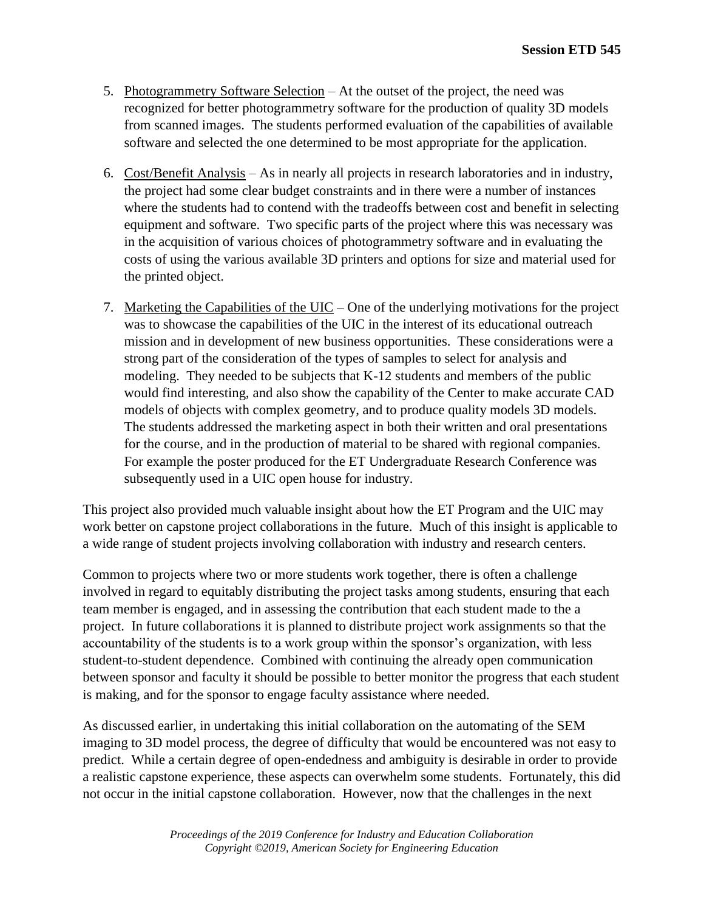5. Photogrammetry Software Selection – At the outset of the project, the need was recognized for better photogrammetry software for the production of quality 3D models from scanned images. The students performed evaluation of the capabilities of available software and selected the one determined to be most appropriate for the application.

6. Cost/Benefit Analysis – As in nearly all projects in research laboratories and in industry, the project had some clear budget constraints and in there were a number of instances where the students had to contend with the tradeoffs between cost and benefit in selecting equipment and software. Two specific parts of the project where this was necessary was in the acquisition of various choices of photogrammetry software and in evaluating the costs of using the various available 3D printers and options for size and material used for the printed object.

7. Marketing the Capabilities of the UIC – One of the underlying motivations for the project was to showcase the capabilities of the UIC in the interest of its educational outreach mission and in development of new business opportunities. These considerations were a strong part of the consideration of the types of samples to select for analysis and modeling. They needed to be subjects that K-12 students and members of the public would find interesting, and also show the capability of the Center to make accurate CAD models of objects with complex geometry, and to produce quality models 3D models. The students addressed the marketing aspect in both their written and oral presentations for the course, and in the production of material to be shared with regional companies. For example the poster produced for the ET Undergraduate Research Conference was subsequently used in a UIC open house for industry.

This project also provided much valuable insight about how the ET Program and the UIC may work better on capstone project collaborations in the future. Much of this insight is applicable to a wide range of student projects involving collaboration with industry and research centers.

Common to projects where two or more students work together, there is often a challenge involved in regard to equitably distributing the project tasks among students, ensuring that each team member is engaged, and in assessing the contribution that each student made to the a project. In future collaborations it is planned to distribute project work assignments so that the accountability of the students is to a work group within the sponsor's organization, with less student-to-student dependence. Combined with continuing the already open communication between sponsor and faculty it should be possible to better monitor the progress that each student is making, and for the sponsor to engage faculty assistance where needed.

As discussed earlier, in undertaking this initial collaboration on the automating of the SEM imaging to 3D model process, the degree of difficulty that would be encountered was not easy to predict. While a certain degree of open-endedness and ambiguity is desirable in order to provide a realistic capstone experience, these aspects can overwhelm some students. Fortunately, this did not occur in the initial capstone collaboration. However, now that the challenges in the next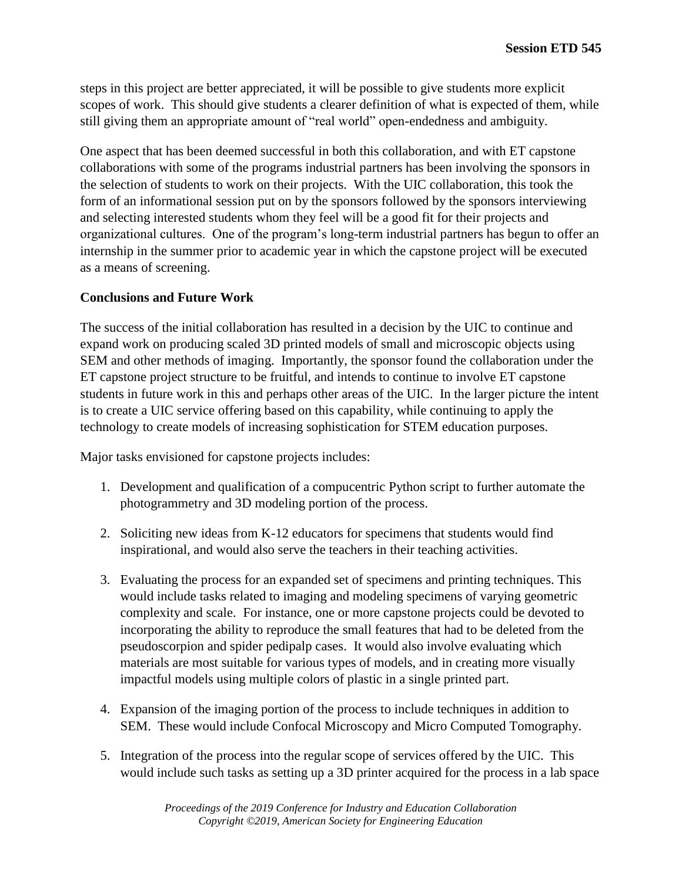steps in this project are better appreciated, it will be possible to give students more explicit scopes of work. This should give students a clearer definition of what is expected of them, while still giving them an appropriate amount of "real world" open-endedness and ambiguity.

One aspect that has been deemed successful in both this collaboration, and with ET capstone collaborations with some of the programs industrial partners has been involving the sponsors in the selection of students to work on their projects. With the UIC collaboration, this took the form of an informational session put on by the sponsors followed by the sponsors interviewing and selecting interested students whom they feel will be a good fit for their projects and organizational cultures. One of the program's long-term industrial partners has begun to offer an internship in the summer prior to academic year in which the capstone project will be executed as a means of screening.

**Conclusions and Future Work**

The success of the initial collaboration has resulted in a decision by the UIC to continue and expand work on producing scaled 3D printed models of small and microscopic objects using SEM and other methods of imaging. Importantly, the sponsor found the collaboration under the ET capstone project structure to be fruitful, and intends to continue to involve ET capstone students in future work in this and perhaps other areas of the UIC. In the larger picture the intent is to create a UIC service offering based on this capability, while continuing to apply the technology to create models of increasing sophistication for STEM education purposes.

Major tasks envisioned for capstone projects includes:

1. Development and qualification of a compucentric Python script to further automate the photogrammetry and 3D modeling portion of the process.
2. Soliciting new ideas from K-12 educators for specimens that students would find inspirational, and would also serve the teachers in their teaching activities.
3. Evaluating the process for an expanded set of specimens and printing techniques. This would include tasks related to imaging and modeling specimens of varying geometric complexity and scale. For instance, one or more capstone projects could be devoted to incorporating the ability to reproduce the small features that had to be deleted from the pseudoscorpion and spider pedipalp cases. It would also involve evaluating which materials are most suitable for various types of models, and in creating more visually impactful models using multiple colors of plastic in a single printed part.
4. Expansion of the imaging portion of the process to include techniques in addition to SEM. These would include Confocal Microscopy and Micro Computed Tomography.
5. Integration of the process into the regular scope of services offered by the UIC. This would include such tasks as setting up a 3D printer acquired for the process in a lab space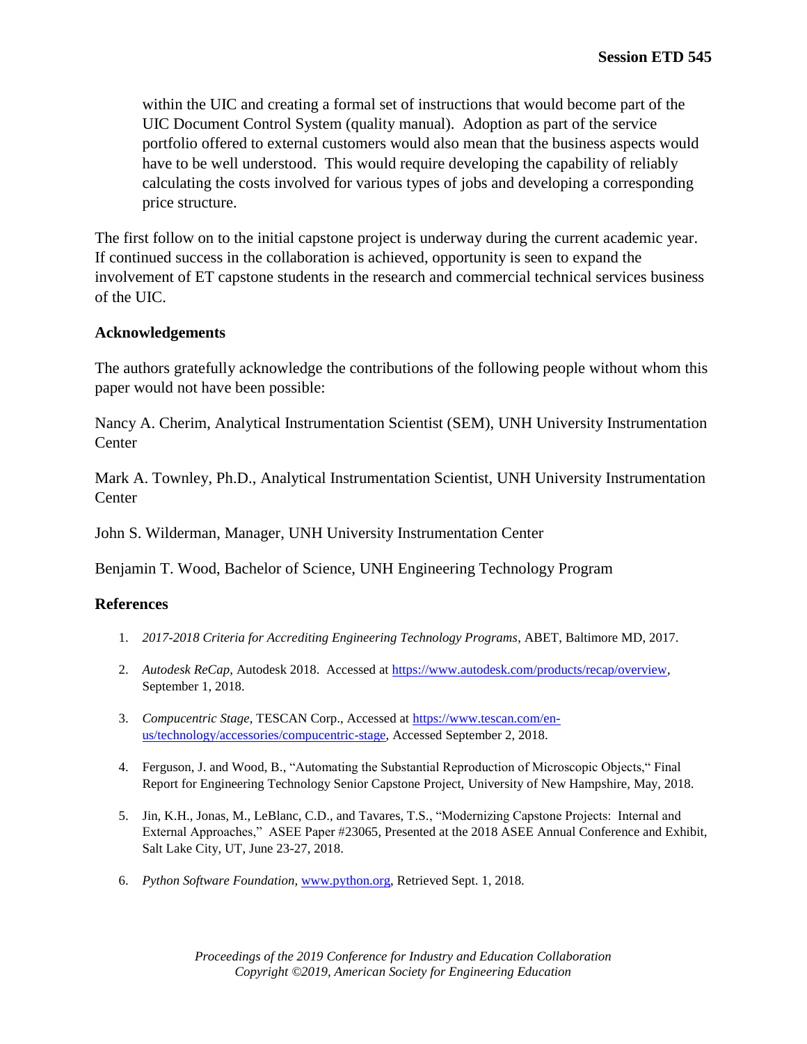within the UIC and creating a formal set of instructions that would become part of the UIC Document Control System (quality manual). Adoption as part of the service portfolio offered to external customers would also mean that the business aspects would have to be well understood. This would require developing the capability of reliably calculating the costs involved for various types of jobs and developing a corresponding price structure.

The first follow on to the initial capstone project is underway during the current academic year. If continued success in the collaboration is achieved, opportunity is seen to expand the involvement of ET capstone students in the research and commercial technical services business of the UIC.

## Acknowledgements

The authors gratefully acknowledge the contributions of the following people without whom this paper would not have been possible:

Nancy A. Cherim, Analytical Instrumentation Scientist (SEM), UNH University Instrumentation Center

Mark A. Townley, Ph.D., Analytical Instrumentation Scientist, UNH University Instrumentation Center

John S. Wilderman, Manager, UNH University Instrumentation Center

Benjamin T. Wood, Bachelor of Science, UNH Engineering Technology Program

## References

1. *2017-2018 Criteria for Accrediting Engineering Technology Programs*, ABET, Baltimore MD, 2017.
2. *Autodesk ReCap*, Autodesk 2018. Accessed at https://www.autodesk.com/products/recap/overview, September 1, 2018.
3. *Compucentric Stage*, TESCAN Corp., Accessed at https://www.tescan.com/en-us/technology/accessories/compucentric-stage, Accessed September 2, 2018.
4. Ferguson, J. and Wood, B., "Automating the Substantial Reproduction of Microscopic Objects," Final Report for Engineering Technology Senior Capstone Project, University of New Hampshire, May, 2018.
5. Jin, K.H., Jonas, M., LeBlanc, C.D., and Tavares, T.S., "Modernizing Capstone Projects: Internal and External Approaches," ASEE Paper #23065, Presented at the 2018 ASEE Annual Conference and Exhibit, Salt Lake City, UT, June 23-27, 2018.
6. *Python Software Foundation*, www.python.org, Retrieved Sept. 1, 2018.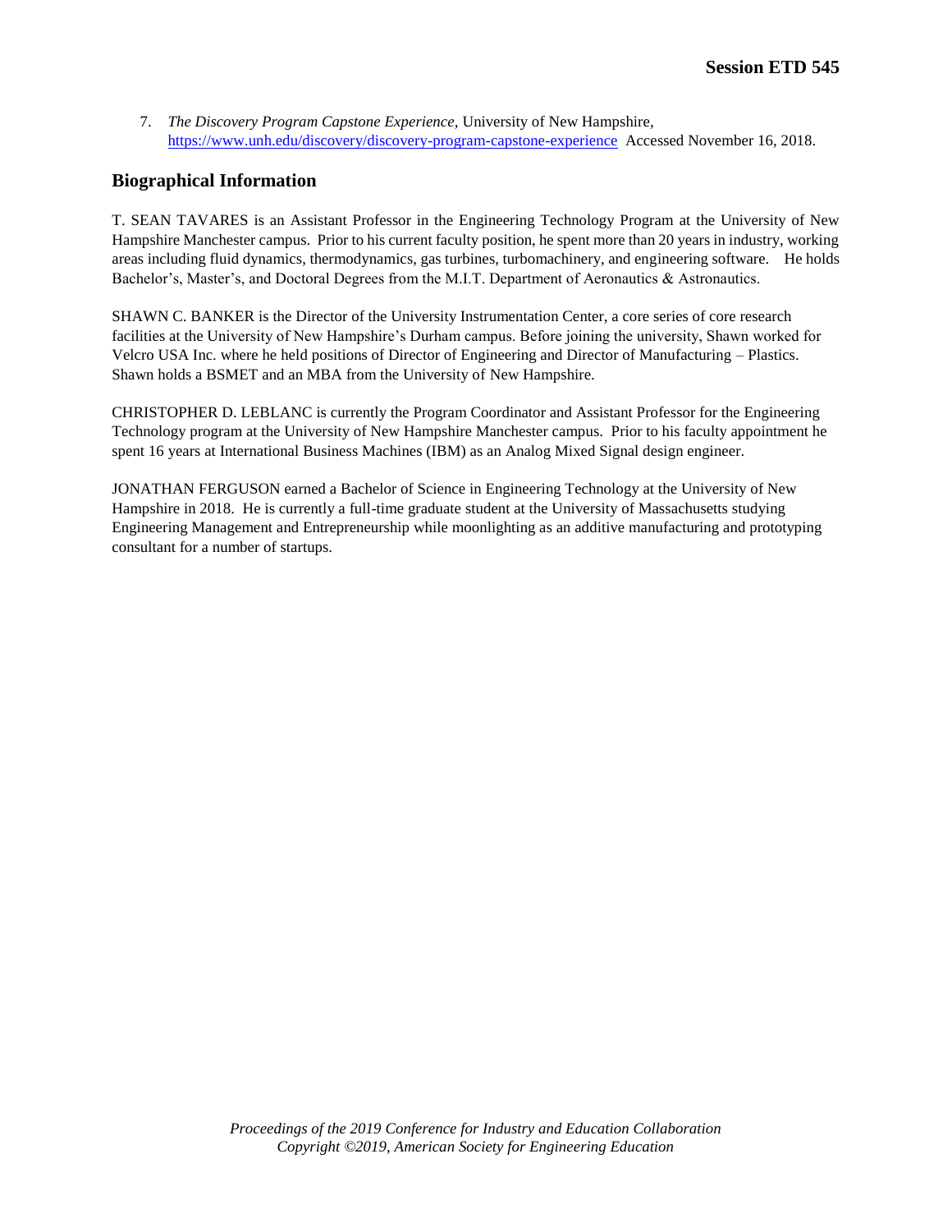7. *The Discovery Program Capstone Experience*, University of New Hampshire, https://www.unh.edu/discovery/discovery-program-capstone-experience Accessed November 16, 2018.

## Biographical Information

T. SEAN TAVARES is an Assistant Professor in the Engineering Technology Program at the University of New Hampshire Manchester campus. Prior to his current faculty position, he spent more than 20 years in industry, working areas including fluid dynamics, thermodynamics, gas turbines, turbomachinery, and engineering software. He holds Bachelor's, Master's, and Doctoral Degrees from the M.I.T. Department of Aeronautics & Astronautics.

SHAWN C. BANKER is the Director of the University Instrumentation Center, a core series of core research facilities at the University of New Hampshire's Durham campus. Before joining the university, Shawn worked for Velcro USA Inc. where he held positions of Director of Engineering and Director of Manufacturing – Plastics. Shawn holds a BSMET and an MBA from the University of New Hampshire.

CHRISTOPHER D. LEBLANC is currently the Program Coordinator and Assistant Professor for the Engineering Technology program at the University of New Hampshire Manchester campus. Prior to his faculty appointment he spent 16 years at International Business Machines (IBM) as an Analog Mixed Signal design engineer.

JONATHAN FERGUSON earned a Bachelor of Science in Engineering Technology at the University of New Hampshire in 2018. He is currently a full-time graduate student at the University of Massachusetts studying Engineering Management and Entrepreneurship while moonlighting as an additive manufacturing and prototyping consultant for a number of startups.